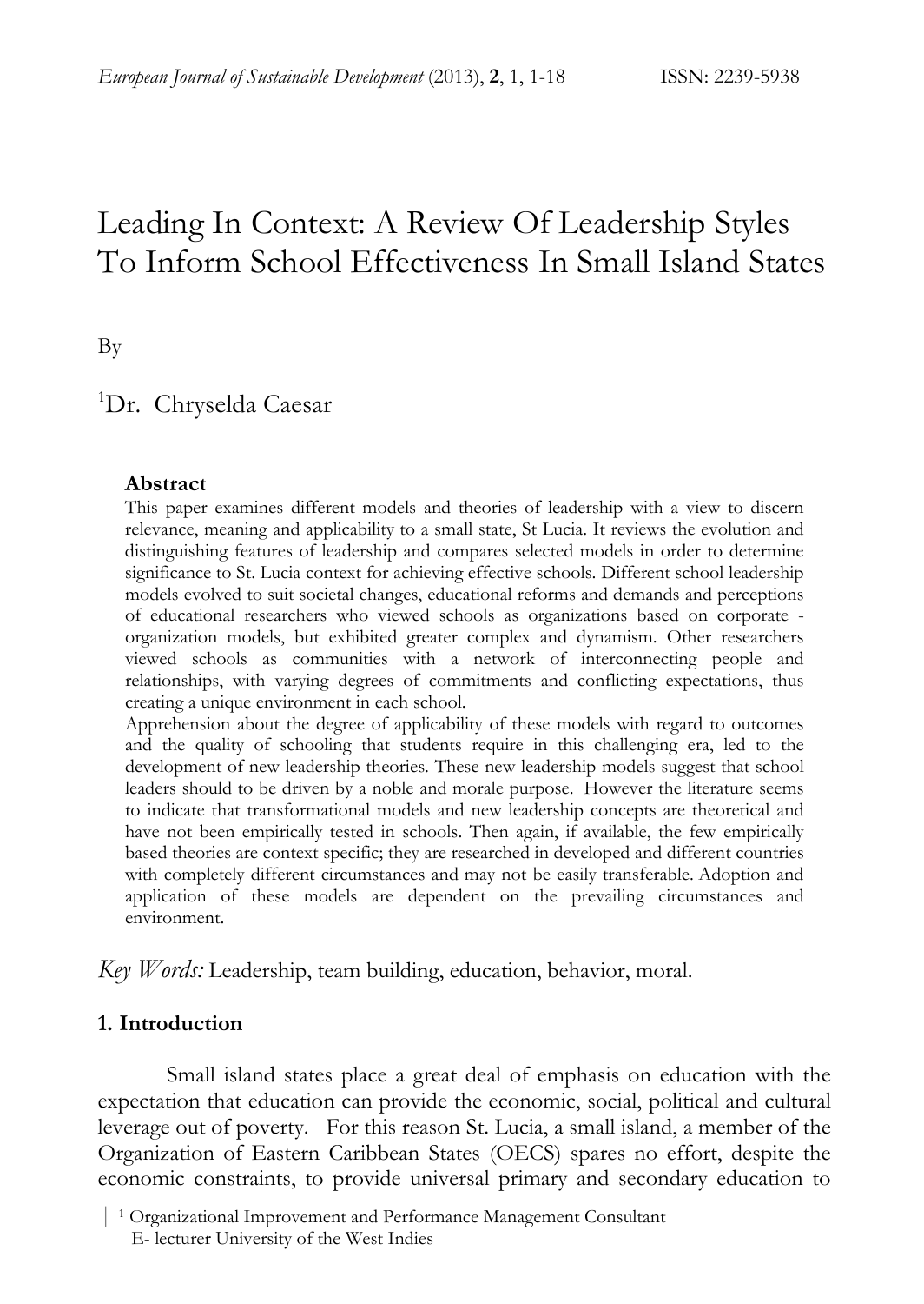# Leading In Context: A Review Of Leadership Styles To Inform School Effectiveness In Small Island States

By

[1]Dr. Chryselda Caesar

**Abstract**

This paper examines different models and theories of leadership with a view to discern relevance, meaning and applicability to a small state, St Lucia. It reviews the evolution and distinguishing features of leadership and compares selected models in order to determine significance to St. Lucia context for achieving effective schools. Different school leadership models evolved to suit societal changes, educational reforms and demands and perceptions of educational researchers who viewed schools as organizations based on corporate - organization models, but exhibited greater complex and dynamism. Other researchers viewed schools as communities with a network of interconnecting people and relationships, with varying degrees of commitments and conflicting expectations, thus creating a unique environment in each school.

Apprehension about the degree of applicability of these models with regard to outcomes and the quality of schooling that students require in this challenging era, led to the development of new leadership theories. These new leadership models suggest that school leaders should to be driven by a noble and morale purpose. However the literature seems to indicate that transformational models and new leadership concepts are theoretical and have not been empirically tested in schools. Then again, if available, the few empirically based theories are context specific; they are researched in developed and different countries with completely different circumstances and may not be easily transferable. Adoption and application of these models are dependent on the prevailing circumstances and environment.

*Key Words:* Leadership, team building, education, behavior, moral.

## 1. Introduction

Small island states place a great deal of emphasis on education with the expectation that education can provide the economic, social, political and cultural leverage out of poverty. For this reason St. Lucia, a small island, a member of the Organization of Eastern Caribbean States (OECS) spares no effort, despite the economic constraints, to provide universal primary and secondary education to

[1] Organizational Improvement and Performance Management Consultant
E- lecturer University of the West Indies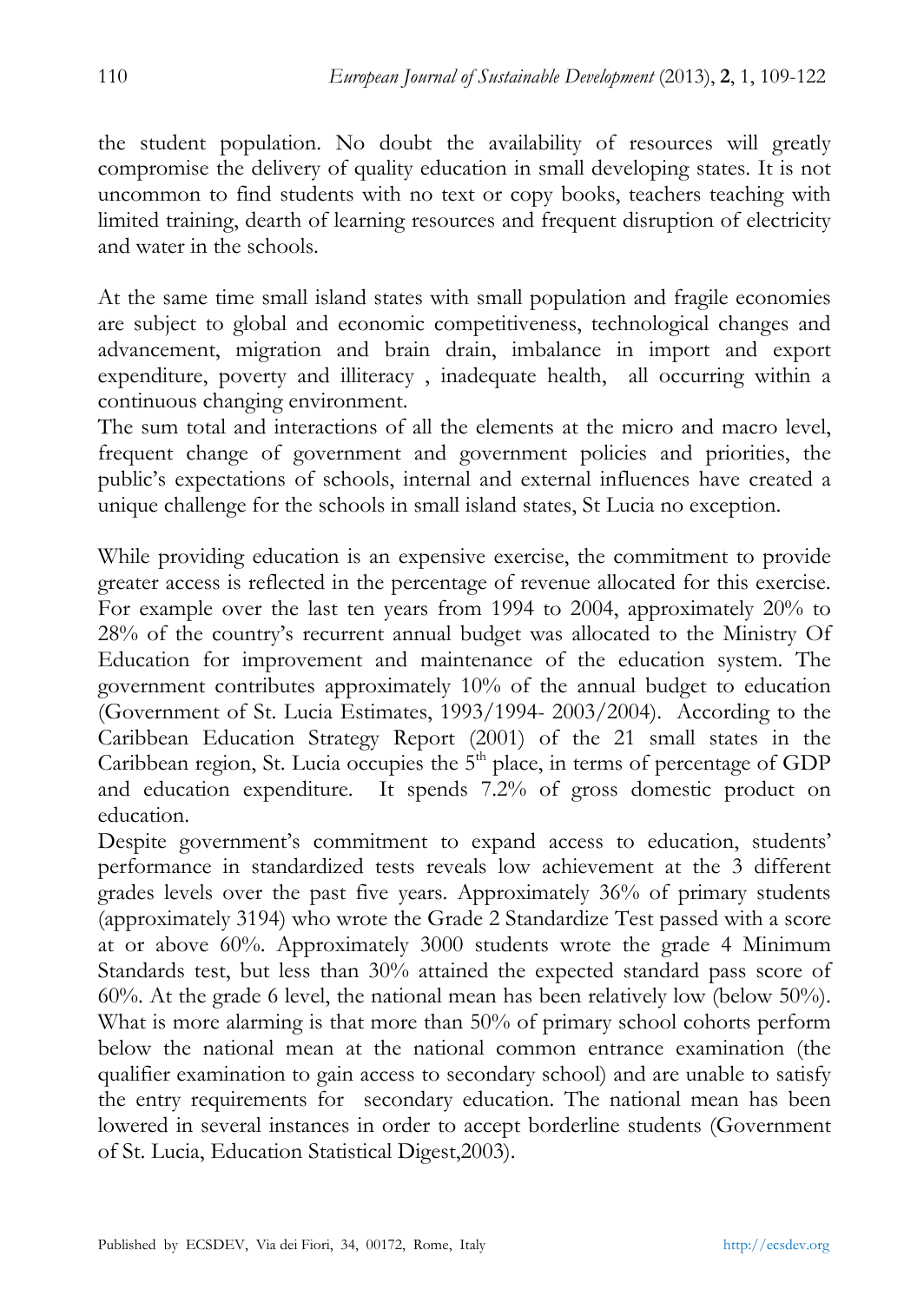the student population. No doubt the availability of resources will greatly compromise the delivery of quality education in small developing states. It is not uncommon to find students with no text or copy books, teachers teaching with limited training, dearth of learning resources and frequent disruption of electricity and water in the schools.

At the same time small island states with small population and fragile economies are subject to global and economic competitiveness, technological changes and advancement, migration and brain drain, imbalance in import and export expenditure, poverty and illiteracy , inadequate health, all occurring within a continuous changing environment.

The sum total and interactions of all the elements at the micro and macro level, frequent change of government and government policies and priorities, the public's expectations of schools, internal and external influences have created a unique challenge for the schools in small island states, St Lucia no exception.

While providing education is an expensive exercise, the commitment to provide greater access is reflected in the percentage of revenue allocated for this exercise. For example over the last ten years from 1994 to 2004, approximately 20% to 28% of the country's recurrent annual budget was allocated to the Ministry Of Education for improvement and maintenance of the education system. The government contributes approximately 10% of the annual budget to education (Government of St. Lucia Estimates, 1993/1994- 2003/2004). According to the Caribbean Education Strategy Report (2001) of the 21 small states in the Caribbean region, St. Lucia occupies the 5th place, in terms of percentage of GDP and education expenditure. It spends 7.2% of gross domestic product on education.

Despite government's commitment to expand access to education, students' performance in standardized tests reveals low achievement at the 3 different grades levels over the past five years. Approximately 36% of primary students (approximately 3194) who wrote the Grade 2 Standardize Test passed with a score at or above 60%. Approximately 3000 students wrote the grade 4 Minimum Standards test, but less than 30% attained the expected standard pass score of 60%. At the grade 6 level, the national mean has been relatively low (below 50%). What is more alarming is that more than 50% of primary school cohorts perform below the national mean at the national common entrance examination (the qualifier examination to gain access to secondary school) and are unable to satisfy the entry requirements for secondary education. The national mean has been lowered in several instances in order to accept borderline students (Government of St. Lucia, Education Statistical Digest,2003).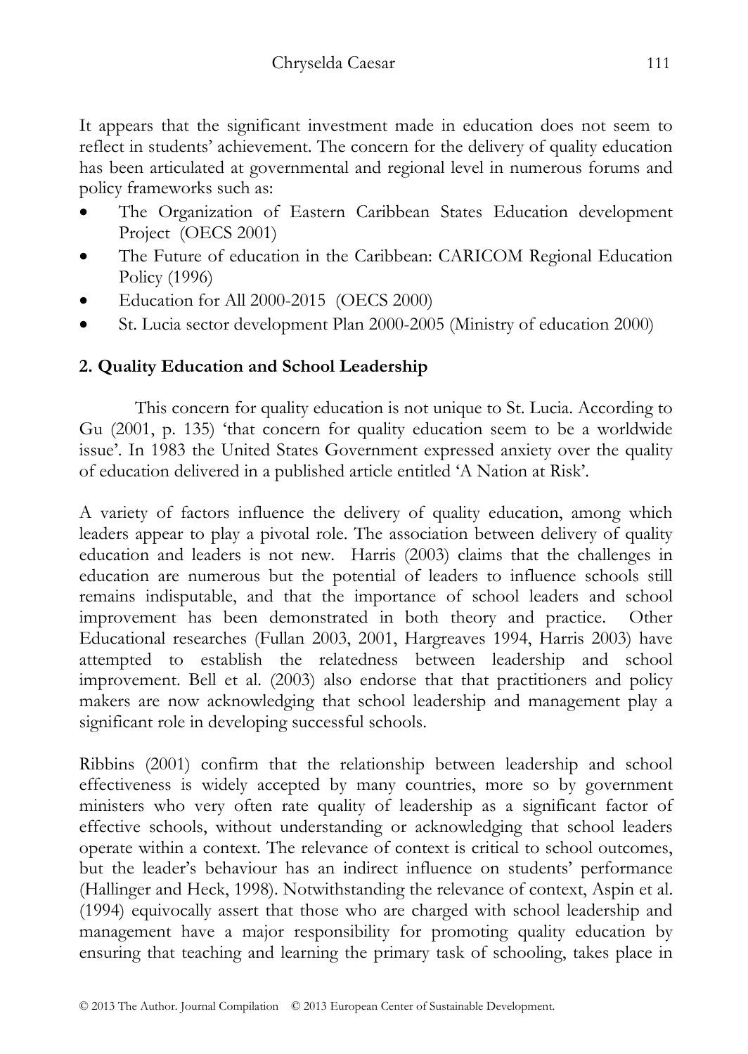It appears that the significant investment made in education does not seem to reflect in students' achievement. The concern for the delivery of quality education has been articulated at governmental and regional level in numerous forums and policy frameworks such as:

- The Organization of Eastern Caribbean States Education development Project (OECS 2001)
- The Future of education in the Caribbean: CARICOM Regional Education Policy (1996)
- Education for All 2000-2015 (OECS 2000)
- St. Lucia sector development Plan 2000-2005 (Ministry of education 2000)

## 2. Quality Education and School Leadership

This concern for quality education is not unique to St. Lucia. According to Gu (2001, p. 135) 'that concern for quality education seem to be a worldwide issue'. In 1983 the United States Government expressed anxiety over the quality of education delivered in a published article entitled 'A Nation at Risk'.

A variety of factors influence the delivery of quality education, among which leaders appear to play a pivotal role. The association between delivery of quality education and leaders is not new. Harris (2003) claims that the challenges in education are numerous but the potential of leaders to influence schools still remains indisputable, and that the importance of school leaders and school improvement has been demonstrated in both theory and practice. Other Educational researches (Fullan 2003, 2001, Hargreaves 1994, Harris 2003) have attempted to establish the relatedness between leadership and school improvement. Bell et al. (2003) also endorse that that practitioners and policy makers are now acknowledging that school leadership and management play a significant role in developing successful schools.

Ribbins (2001) confirm that the relationship between leadership and school effectiveness is widely accepted by many countries, more so by government ministers who very often rate quality of leadership as a significant factor of effective schools, without understanding or acknowledging that school leaders operate within a context. The relevance of context is critical to school outcomes, but the leader's behaviour has an indirect influence on students' performance (Hallinger and Heck, 1998). Notwithstanding the relevance of context, Aspin et al. (1994) equivocally assert that those who are charged with school leadership and management have a major responsibility for promoting quality education by ensuring that teaching and learning the primary task of schooling, takes place in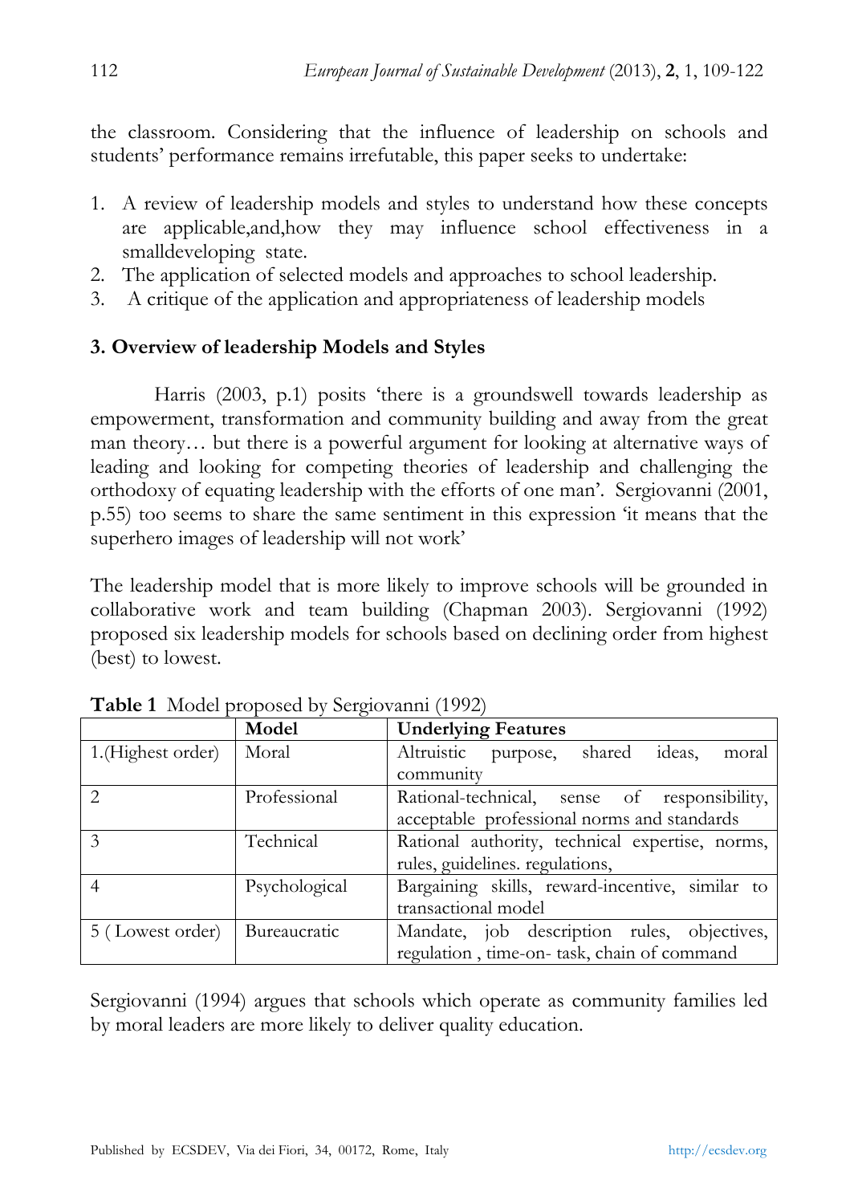the classroom. Considering that the influence of leadership on schools and students' performance remains irrefutable, this paper seeks to undertake:

1. A review of leadership models and styles to understand how these concepts are applicable,and,how they may influence school effectiveness in a smalldeveloping state.
2. The application of selected models and approaches to school leadership.
3. A critique of the application and appropriateness of leadership models

## 3. Overview of leadership Models and Styles

Harris (2003, p.1) posits 'there is a groundswell towards leadership as empowerment, transformation and community building and away from the great man theory… but there is a powerful argument for looking at alternative ways of leading and looking for competing theories of leadership and challenging the orthodoxy of equating leadership with the efforts of one man'. Sergiovanni (2001, p.55) too seems to share the same sentiment in this expression 'it means that the superhero images of leadership will not work'

The leadership model that is more likely to improve schools will be grounded in collaborative work and team building (Chapman 2003). Sergiovanni (1992) proposed six leadership models for schools based on declining order from highest (best) to lowest.

**Table 1** Model proposed by Sergiovanni (1992)

| | Model | Underlying Features |
|---|---|---|
| 1.(Highest order) | Moral | Altruistic purpose, shared ideas, moral community |
| 2 | Professional | Rational-technical, sense of responsibility, acceptable professional norms and standards |
| 3 | Technical | Rational authority, technical expertise, norms, rules, guidelines. regulations, |
| 4 | Psychological | Bargaining skills, reward-incentive, similar to transactional model |
| 5 ( Lowest order) | Bureaucratic | Mandate, job description rules, objectives, regulation , time-on- task, chain of command |

Sergiovanni (1994) argues that schools which operate as community families led by moral leaders are more likely to deliver quality education.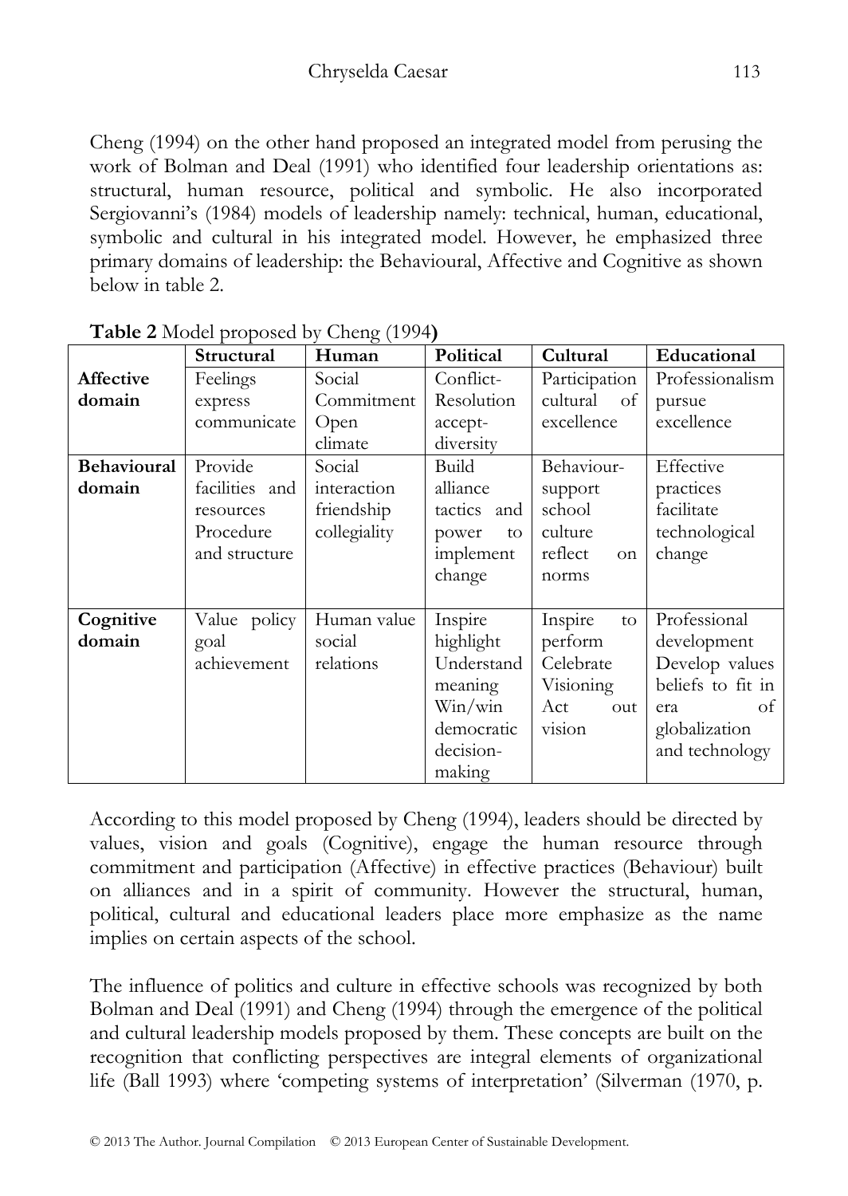Cheng (1994) on the other hand proposed an integrated model from perusing the work of Bolman and Deal (1991) who identified four leadership orientations as: structural, human resource, political and symbolic. He also incorporated Sergiovanni's (1984) models of leadership namely: technical, human, educational, symbolic and cultural in his integrated model. However, he emphasized three primary domains of leadership: the Behavioural, Affective and Cognitive as shown below in table 2.

**Table 2** Model proposed by Cheng (1994**)**

| | **Structural** | **Human** | **Political** | **Cultural** | **Educational** |
|---|---|---|---|---|---|
| **Affective domain** | Feelings express communicate | Social Commitment Open climate | Conflict-Resolution accept-diversity | Participation cultural of excellence | Professionalism pursue excellence |
| **Behavioural domain** | Provide facilities and resources Procedure and structure | Social interaction friendship collegiality | Build alliance tactics and power to implement change | Behaviour-support school culture reflect on norms | Effective practices facilitate technological change |
| **Cognitive domain** | Value policy goal achievement | Human value social relations | Inspire highlight Understand meaning Win/win democratic decision-making | Inspire to perform Celebrate Visioning Act out vision | Professional development Develop values beliefs to fit in era of globalization and technology |

According to this model proposed by Cheng (1994), leaders should be directed by values, vision and goals (Cognitive), engage the human resource through commitment and participation (Affective) in effective practices (Behaviour) built on alliances and in a spirit of community. However the structural, human, political, cultural and educational leaders place more emphasize as the name implies on certain aspects of the school.

The influence of politics and culture in effective schools was recognized by both Bolman and Deal (1991) and Cheng (1994) through the emergence of the political and cultural leadership models proposed by them. These concepts are built on the recognition that conflicting perspectives are integral elements of organizational life (Ball 1993) where 'competing systems of interpretation' (Silverman (1970, p.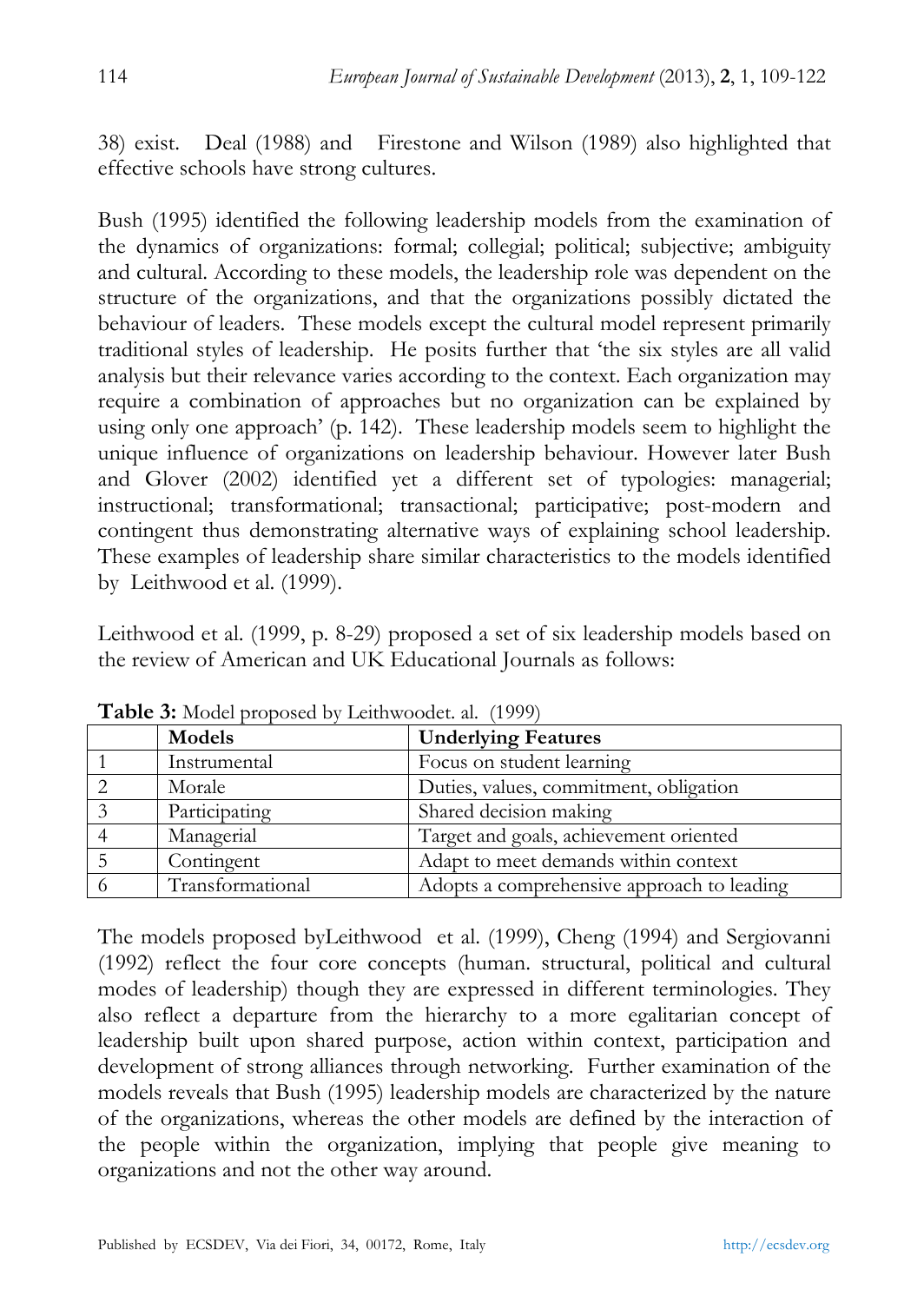38) exist. Deal (1988) and Firestone and Wilson (1989) also highlighted that effective schools have strong cultures.

Bush (1995) identified the following leadership models from the examination of the dynamics of organizations: formal; collegial; political; subjective; ambiguity and cultural. According to these models, the leadership role was dependent on the structure of the organizations, and that the organizations possibly dictated the behaviour of leaders. These models except the cultural model represent primarily traditional styles of leadership. He posits further that 'the six styles are all valid analysis but their relevance varies according to the context. Each organization may require a combination of approaches but no organization can be explained by using only one approach' (p. 142). These leadership models seem to highlight the unique influence of organizations on leadership behaviour. However later Bush and Glover (2002) identified yet a different set of typologies: managerial; instructional; transformational; transactional; participative; post-modern and contingent thus demonstrating alternative ways of explaining school leadership. These examples of leadership share similar characteristics to the models identified by Leithwood et al. (1999).

Leithwood et al. (1999, p. 8-29) proposed a set of six leadership models based on the review of American and UK Educational Journals as follows:

**Table 3:** Model proposed by Leithwoodet. al. (1999)

| | Models | Underlying Features |
|---|---|---|
| 1 | Instrumental | Focus on student learning |
| 2 | Morale | Duties, values, commitment, obligation |
| 3 | Participating | Shared decision making |
| 4 | Managerial | Target and goals, achievement oriented |
| 5 | Contingent | Adapt to meet demands within context |
| 6 | Transformational | Adopts a comprehensive approach to leading |

The models proposed byLeithwood et al. (1999), Cheng (1994) and Sergiovanni (1992) reflect the four core concepts (human. structural, political and cultural modes of leadership) though they are expressed in different terminologies. They also reflect a departure from the hierarchy to a more egalitarian concept of leadership built upon shared purpose, action within context, participation and development of strong alliances through networking. Further examination of the models reveals that Bush (1995) leadership models are characterized by the nature of the organizations, whereas the other models are defined by the interaction of the people within the organization, implying that people give meaning to organizations and not the other way around.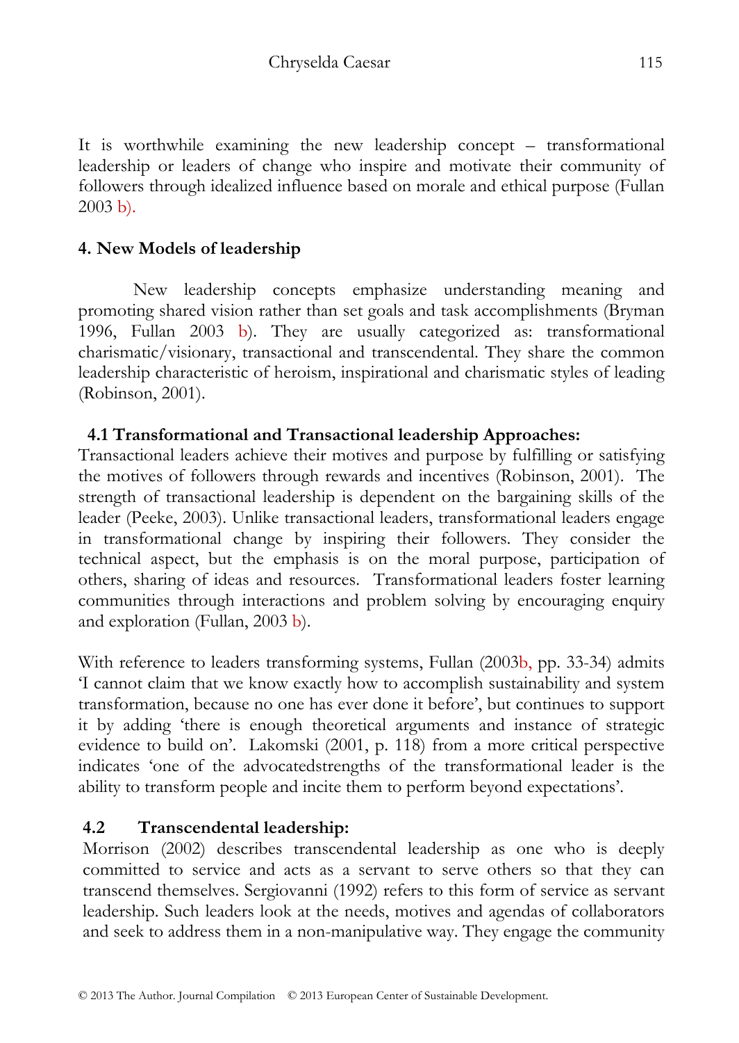It is worthwhile examining the new leadership concept – transformational leadership or leaders of change who inspire and motivate their community of followers through idealized influence based on morale and ethical purpose (Fullan 2003 b).

## 4. New Models of leadership

New leadership concepts emphasize understanding meaning and promoting shared vision rather than set goals and task accomplishments (Bryman 1996, Fullan 2003 b). They are usually categorized as: transformational charismatic/visionary, transactional and transcendental. They share the common leadership characteristic of heroism, inspirational and charismatic styles of leading (Robinson, 2001).

### 4.1 Transformational and Transactional leadership Approaches:

Transactional leaders achieve their motives and purpose by fulfilling or satisfying the motives of followers through rewards and incentives (Robinson, 2001). The strength of transactional leadership is dependent on the bargaining skills of the leader (Peeke, 2003). Unlike transactional leaders, transformational leaders engage in transformational change by inspiring their followers. They consider the technical aspect, but the emphasis is on the moral purpose, participation of others, sharing of ideas and resources. Transformational leaders foster learning communities through interactions and problem solving by encouraging enquiry and exploration (Fullan, 2003 b).

With reference to leaders transforming systems, Fullan (2003b, pp. 33-34) admits 'I cannot claim that we know exactly how to accomplish sustainability and system transformation, because no one has ever done it before', but continues to support it by adding 'there is enough theoretical arguments and instance of strategic evidence to build on'. Lakomski (2001, p. 118) from a more critical perspective indicates 'one of the advocatedstrengths of the transformational leader is the ability to transform people and incite them to perform beyond expectations'.

### 4.2 Transcendental leadership:

Morrison (2002) describes transcendental leadership as one who is deeply committed to service and acts as a servant to serve others so that they can transcend themselves. Sergiovanni (1992) refers to this form of service as servant leadership. Such leaders look at the needs, motives and agendas of collaborators and seek to address them in a non-manipulative way. They engage the community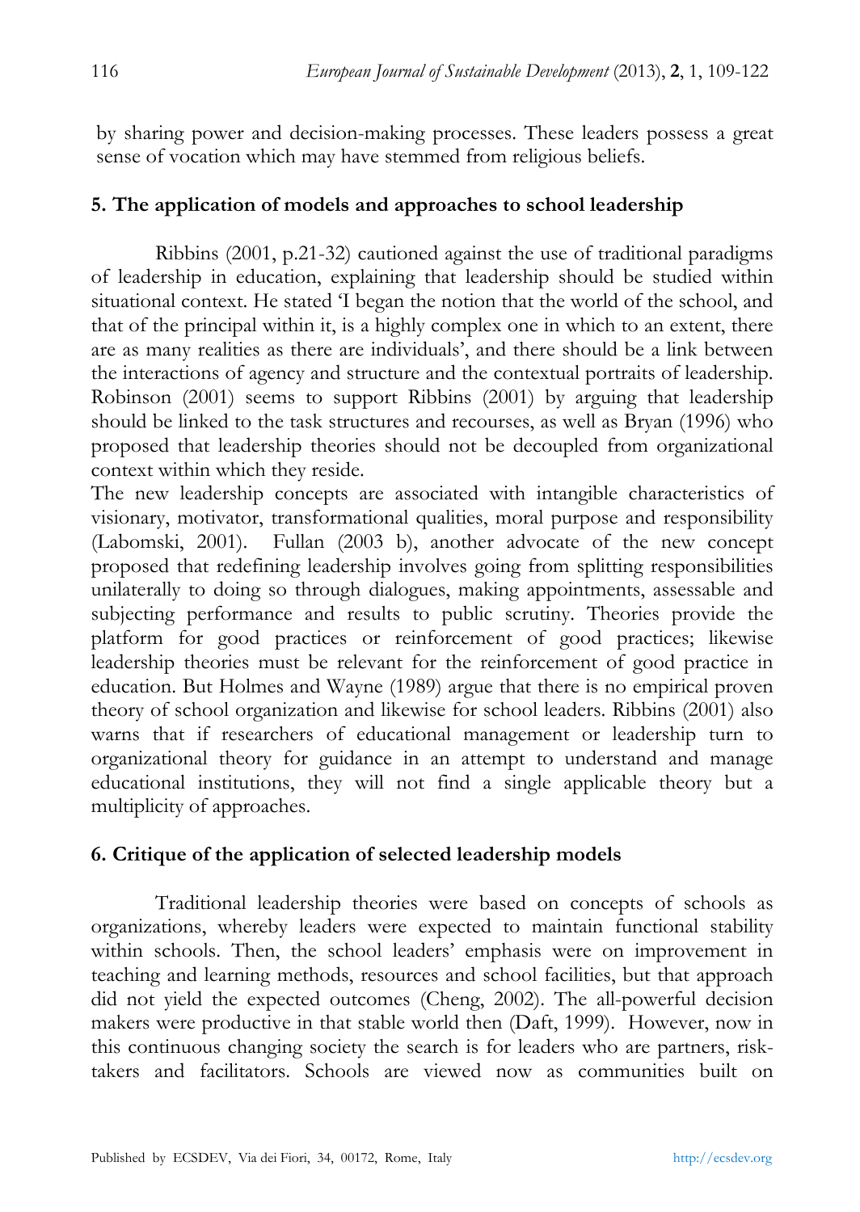by sharing power and decision-making processes. These leaders possess a great sense of vocation which may have stemmed from religious beliefs.

## 5. The application of models and approaches to school leadership

Ribbins (2001, p.21-32) cautioned against the use of traditional paradigms of leadership in education, explaining that leadership should be studied within situational context. He stated 'I began the notion that the world of the school, and that of the principal within it, is a highly complex one in which to an extent, there are as many realities as there are individuals', and there should be a link between the interactions of agency and structure and the contextual portraits of leadership. Robinson (2001) seems to support Ribbins (2001) by arguing that leadership should be linked to the task structures and recourses, as well as Bryan (1996) who proposed that leadership theories should not be decoupled from organizational context within which they reside.

The new leadership concepts are associated with intangible characteristics of visionary, motivator, transformational qualities, moral purpose and responsibility (Labomski, 2001). Fullan (2003 b), another advocate of the new concept proposed that redefining leadership involves going from splitting responsibilities unilaterally to doing so through dialogues, making appointments, assessable and subjecting performance and results to public scrutiny. Theories provide the platform for good practices or reinforcement of good practices; likewise leadership theories must be relevant for the reinforcement of good practice in education. But Holmes and Wayne (1989) argue that there is no empirical proven theory of school organization and likewise for school leaders. Ribbins (2001) also warns that if researchers of educational management or leadership turn to organizational theory for guidance in an attempt to understand and manage educational institutions, they will not find a single applicable theory but a multiplicity of approaches.

## 6. Critique of the application of selected leadership models

Traditional leadership theories were based on concepts of schools as organizations, whereby leaders were expected to maintain functional stability within schools. Then, the school leaders' emphasis were on improvement in teaching and learning methods, resources and school facilities, but that approach did not yield the expected outcomes (Cheng, 2002). The all-powerful decision makers were productive in that stable world then (Daft, 1999). However, now in this continuous changing society the search is for leaders who are partners, risk-takers and facilitators. Schools are viewed now as communities built on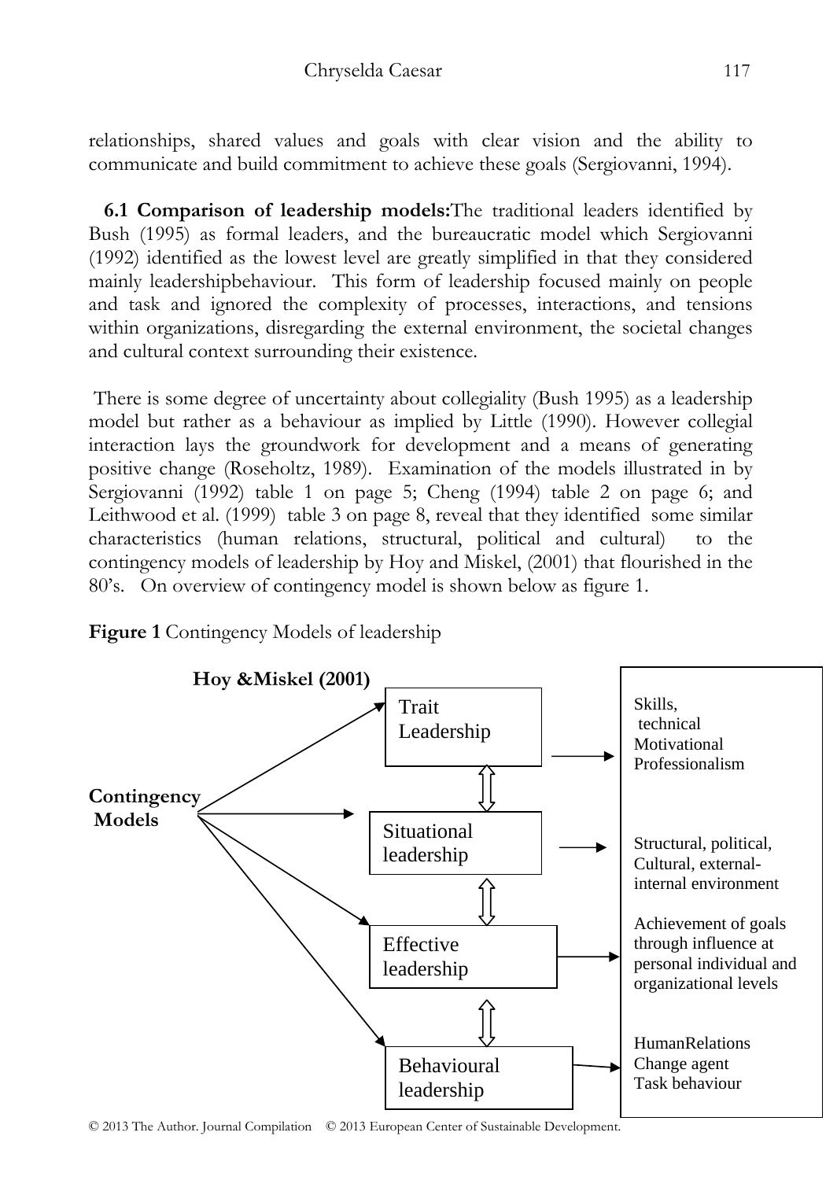relationships, shared values and goals with clear vision and the ability to communicate and build commitment to achieve these goals (Sergiovanni, 1994).

**6.1 Comparison of leadership models:**The traditional leaders identified by Bush (1995) as formal leaders, and the bureaucratic model which Sergiovanni (1992) identified as the lowest level are greatly simplified in that they considered mainly leadershipbehaviour. This form of leadership focused mainly on people and task and ignored the complexity of processes, interactions, and tensions within organizations, disregarding the external environment, the societal changes and cultural context surrounding their existence.

There is some degree of uncertainty about collegiality (Bush 1995) as a leadership model but rather as a behaviour as implied by Little (1990). However collegial interaction lays the groundwork for development and a means of generating positive change (Roseholtz, 1989). Examination of the models illustrated in by Sergiovanni (1992) table 1 on page 5; Cheng (1994) table 2 on page 6; and Leithwood et al. (1999) table 3 on page 8, reveal that they identified some similar characteristics (human relations, structural, political and cultural) to the contingency models of leadership by Hoy and Miskel, (2001) that flourished in the 80's. On overview of contingency model is shown below as figure 1.

**Figure 1** Contingency Models of leadership

**Hoy &Miskel (2001)**

**Contingency Models**

- Trait Leadership → Skills, technical Motivational Professionalism
- Situational leadership → Structural, political, Cultural, external-internal environment
- Effective leadership → Achievement of goals through influence at personal individual and organizational levels
- Behavioural leadership → HumanRelations Change agent Task behaviour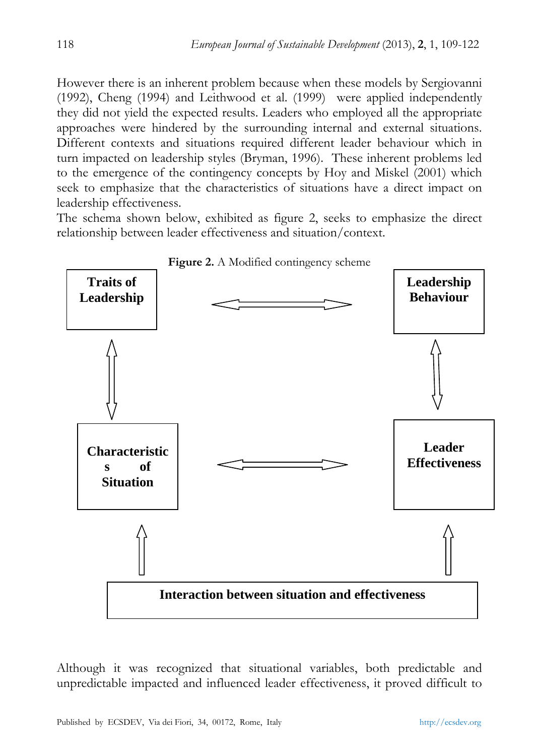However there is an inherent problem because when these models by Sergiovanni (1992), Cheng (1994) and Leithwood et al. (1999) were applied independently they did not yield the expected results. Leaders who employed all the appropriate approaches were hindered by the surrounding internal and external situations. Different contexts and situations required different leader behaviour which in turn impacted on leadership styles (Bryman, 1996). These inherent problems led to the emergence of the contingency concepts by Hoy and Miskel (2001) which seek to emphasize that the characteristics of situations have a direct impact on leadership effectiveness.

The schema shown below, exhibited as figure 2, seeks to emphasize the direct relationship between leader effectiveness and situation/context.

**Figure 2.** A Modified contingency scheme

**Traits of Leadership** ⟷ **Leadership Behaviour**

**Characteristics of Situation** ⟷ **Leader Effectiveness**

**Interaction between situation and effectiveness**

Although it was recognized that situational variables, both predictable and unpredictable impacted and influenced leader effectiveness, it proved difficult to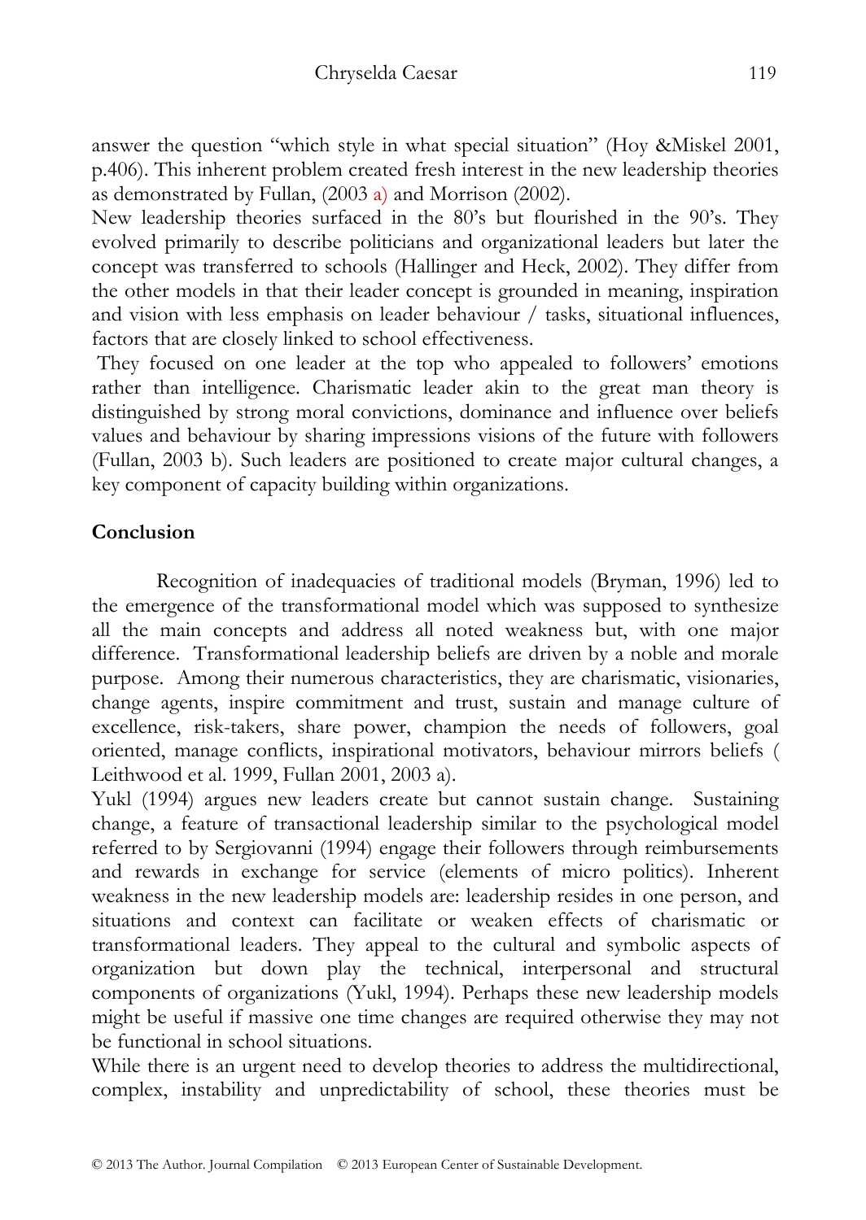answer the question "which style in what special situation" (Hoy &Miskel 2001, p.406). This inherent problem created fresh interest in the new leadership theories as demonstrated by Fullan, (2003 a) and Morrison (2002).

New leadership theories surfaced in the 80's but flourished in the 90's. They evolved primarily to describe politicians and organizational leaders but later the concept was transferred to schools (Hallinger and Heck, 2002). They differ from the other models in that their leader concept is grounded in meaning, inspiration and vision with less emphasis on leader behaviour / tasks, situational influences, factors that are closely linked to school effectiveness.

They focused on one leader at the top who appealed to followers' emotions rather than intelligence. Charismatic leader akin to the great man theory is distinguished by strong moral convictions, dominance and influence over beliefs values and behaviour by sharing impressions visions of the future with followers (Fullan, 2003 b). Such leaders are positioned to create major cultural changes, a key component of capacity building within organizations.

## Conclusion

Recognition of inadequacies of traditional models (Bryman, 1996) led to the emergence of the transformational model which was supposed to synthesize all the main concepts and address all noted weakness but, with one major difference. Transformational leadership beliefs are driven by a noble and morale purpose. Among their numerous characteristics, they are charismatic, visionaries, change agents, inspire commitment and trust, sustain and manage culture of excellence, risk-takers, share power, champion the needs of followers, goal oriented, manage conflicts, inspirational motivators, behaviour mirrors beliefs ( Leithwood et al. 1999, Fullan 2001, 2003 a).

Yukl (1994) argues new leaders create but cannot sustain change. Sustaining change, a feature of transactional leadership similar to the psychological model referred to by Sergiovanni (1994) engage their followers through reimbursements and rewards in exchange for service (elements of micro politics). Inherent weakness in the new leadership models are: leadership resides in one person, and situations and context can facilitate or weaken effects of charismatic or transformational leaders. They appeal to the cultural and symbolic aspects of organization but down play the technical, interpersonal and structural components of organizations (Yukl, 1994). Perhaps these new leadership models might be useful if massive one time changes are required otherwise they may not be functional in school situations.

While there is an urgent need to develop theories to address the multidirectional, complex, instability and unpredictability of school, these theories must be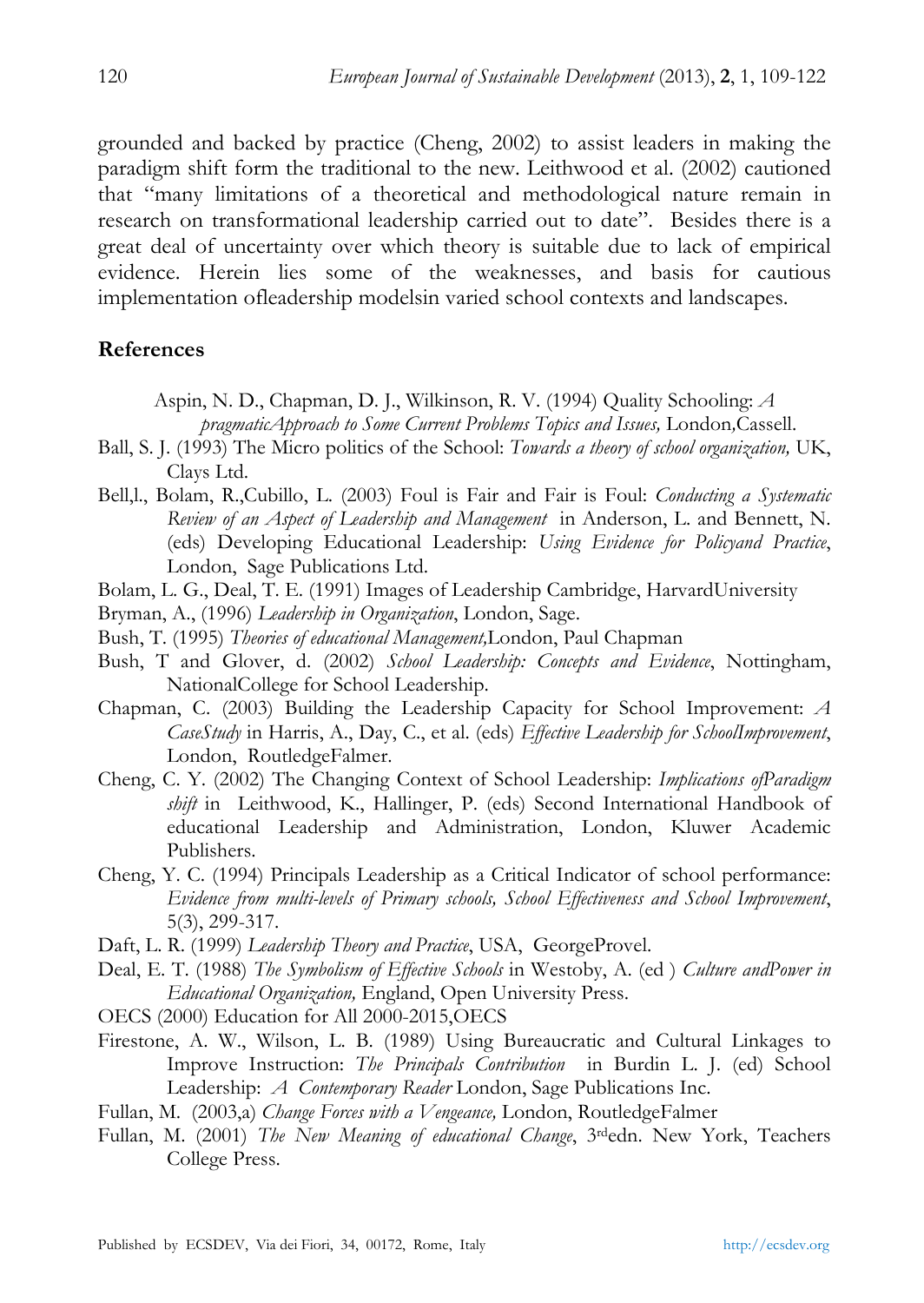grounded and backed by practice (Cheng, 2002) to assist leaders in making the paradigm shift form the traditional to the new. Leithwood et al. (2002) cautioned that "many limitations of a theoretical and methodological nature remain in research on transformational leadership carried out to date". Besides there is a great deal of uncertainty over which theory is suitable due to lack of empirical evidence. Herein lies some of the weaknesses, and basis for cautious implementation ofleadership modelsin varied school contexts and landscapes.

## References

Aspin, N. D., Chapman, D. J., Wilkinson, R. V. (1994) Quality Schooling: *A pragmaticApproach to Some Current Problems Topics and Issues,* London,Cassell.

Ball, S. J. (1993) The Micro politics of the School: *Towards a theory of school organization,* UK, Clays Ltd.

Bell,l., Bolam, R.,Cubillo, L. (2003) Foul is Fair and Fair is Foul: *Conducting a Systematic Review of an Aspect of Leadership and Management* in Anderson, L. and Bennett, N. (eds) Developing Educational Leadership: *Using Evidence for Policyand Practice*, London, Sage Publications Ltd.

Bolam, L. G., Deal, T. E. (1991) Images of Leadership Cambridge, HarvardUniversity

Bryman, A., (1996) *Leadership in Organization*, London, Sage.

Bush, T. (1995) *Theories of educational Management,*London, Paul Chapman

Bush, T and Glover, d. (2002) *School Leadership: Concepts and Evidence*, Nottingham, NationalCollege for School Leadership.

Chapman, C. (2003) Building the Leadership Capacity for School Improvement: *A CaseStudy* in Harris, A., Day, C., et al. (eds) *Effective Leadership for SchoolImprovement*, London, RoutledgeFalmer.

Cheng, C. Y. (2002) The Changing Context of School Leadership: *Implications ofParadigm shift* in Leithwood, K., Hallinger, P. (eds) Second International Handbook of educational Leadership and Administration, London, Kluwer Academic Publishers.

Cheng, Y. C. (1994) Principals Leadership as a Critical Indicator of school performance: *Evidence from multi-levels of Primary schools, School Effectiveness and School Improvement*, 5(3), 299-317.

Daft, L. R. (1999) *Leadship Theory and Practice*, USA, GeorgeProvel.

Deal, E. T. (1988) *The Symbolism of Effective Schools* in Westoby, A. (ed ) *Culture andPower in Educational Organization,* England, Open University Press.

OECS (2000) Education for All 2000-2015,OECS

Firestone, A. W., Wilson, L. B. (1989) Using Bureaucratic and Cultural Linkages to Improve Instruction: *The Principals Contribution* in Burdin L. J. (ed) School Leadership: *A Contemporary Reader* London, Sage Publications Inc.

Fullan, M. (2003,a) *Change Forces with a Vengeance,* London, RoutledgeFalmer

Fullan, M. (2001) *The New Meaning of educational Change*, 3rdedn. New York, Teachers College Press.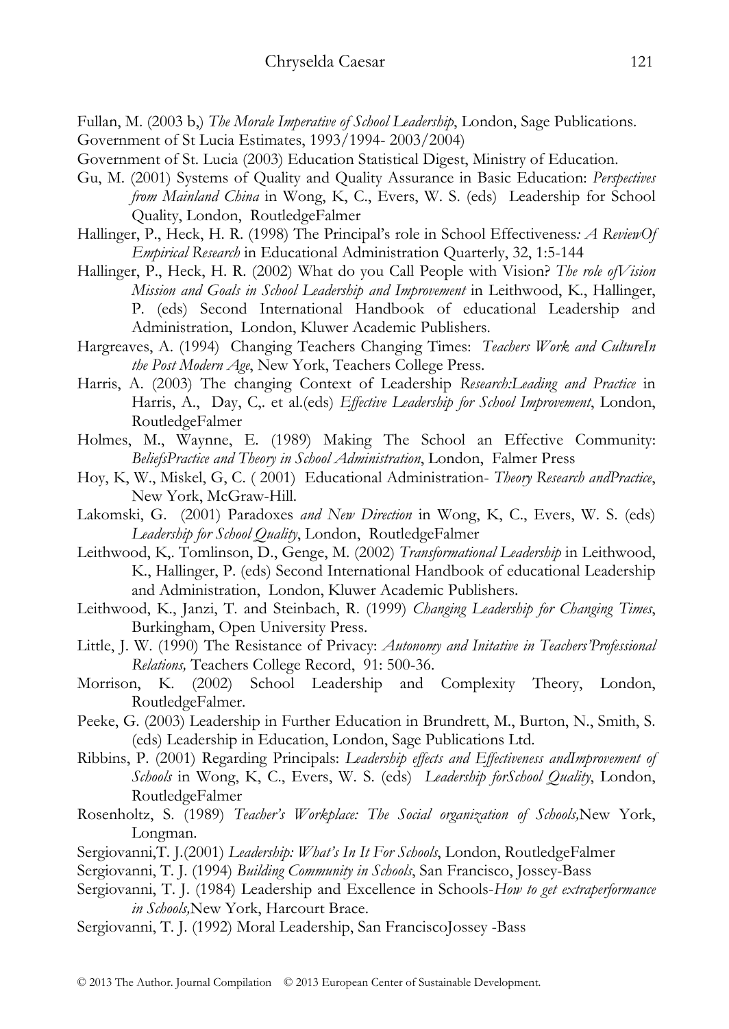Fullan, M. (2003 b,) *The Morale Imperative of School Leadership*, London, Sage Publications.

Government of St Lucia Estimates, 1993/1994- 2003/2004)

Government of St. Lucia (2003) Education Statistical Digest, Ministry of Education.

Gu, M. (2001) Systems of Quality and Quality Assurance in Basic Education: *Perspectives from Mainland China* in Wong, K, C., Evers, W. S. (eds) Leadership for School Quality, London, RoutledgeFalmer

Hallinger, P., Heck, H. R. (1998) The Principal's role in School Effectiveness*: A ReviewOf Empirical Research* in Educational Administration Quarterly, 32, 1:5-144

Hallinger, P., Heck, H. R. (2002) What do you Call People with Vision? *The role ofVision Mission and Goals in School Leadership and Improvement* in Leithwood, K., Hallinger, P. (eds) Second International Handbook of educational Leadership and Administration, London, Kluwer Academic Publishers.

Hargreaves, A. (1994) Changing Teachers Changing Times: *Teachers Work and CultureIn the Post Modern Age*, New York, Teachers College Press.

Harris, A. (2003) The changing Context of Leadership *Research:Leading and Practice* in Harris, A., Day, C,. et al.(eds) *Effective Leadership for School Improvement*, London, RoutledgeFalmer

Holmes, M., Waynne, E. (1989) Making The School an Effective Community: *BeliefsPractice and Theory in School Administration*, London, Falmer Press

Hoy, K, W., Miskel, G, C. ( 2001) Educational Administration- *Theory Research andPractice*, New York, McGraw-Hill.

Lakomski, G. (2001) Paradoxes *and New Direction* in Wong, K, C., Evers, W. S. (eds) *Leadership for School Quality*, London, RoutledgeFalmer

Leithwood, K,. Tomlinson, D., Genge, M. (2002) *Transformational Leadership* in Leithwood, K., Hallinger, P. (eds) Second International Handbook of educational Leadership and Administration, London, Kluwer Academic Publishers.

Leithwood, K., Janzi, T. and Steinbach, R. (1999) *Changing Leadership for Changing Times*, Burkingham, Open University Press.

Little, J. W. (1990) The Resistance of Privacy: *Autonomy and Initative in Teachers'Professional Relations,* Teachers College Record, 91: 500-36.

Morrison, K. (2002) School Leadership and Complexity Theory, London, RoutledgeFalmer.

Peeke, G. (2003) Leadership in Further Education in Brundrett, M., Burton, N., Smith, S. (eds) Leadership in Education, London, Sage Publications Ltd.

Ribbins, P. (2001) Regarding Principals: *Leadership effects and Effectiveness andImprovement of Schools* in Wong, K, C., Evers, W. S. (eds) *Leadership forSchool Quality*, London, RoutledgeFalmer

Rosenholtz, S. (1989) *Teacher's Workplace: The Social organization of Schools,*New York, Longman.

Sergiovanni,T. J.(2001) *Leadership: What's In It For Schools*, London, RoutledgeFalmer

Sergiovanni, T. J. (1994) *Building Community in Schools*, San Francisco, Jossey-Bass

Sergiovanni, T. J. (1984) Leadership and Excellence in Schools-*How to get extraperformance in Schools,*New York, Harcourt Brace.

Sergiovanni, T. J. (1992) Moral Leadership, San FranciscoJossey -Bass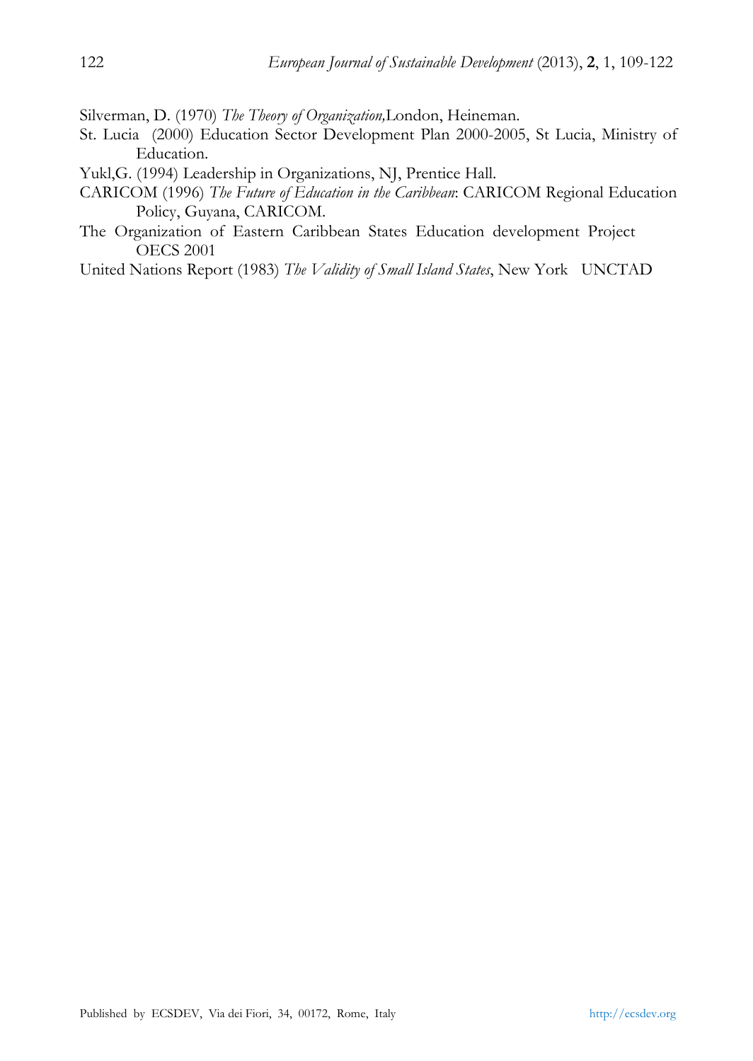Silverman, D. (1970) *The Theory of Organization,*London, Heineman.

St. Lucia (2000) Education Sector Development Plan 2000-2005, St Lucia, Ministry of Education.

Yukl,G. (1994) Leadership in Organizations, NJ, Prentice Hall.

CARICOM (1996) *The Future of Education in the Caribbean*: CARICOM Regional Education Policy, Guyana, CARICOM.

The Organization of Eastern Caribbean States Education development Project OECS 2001

United Nations Report (1983) *The Validity of Small Island States*, New York UNCTAD